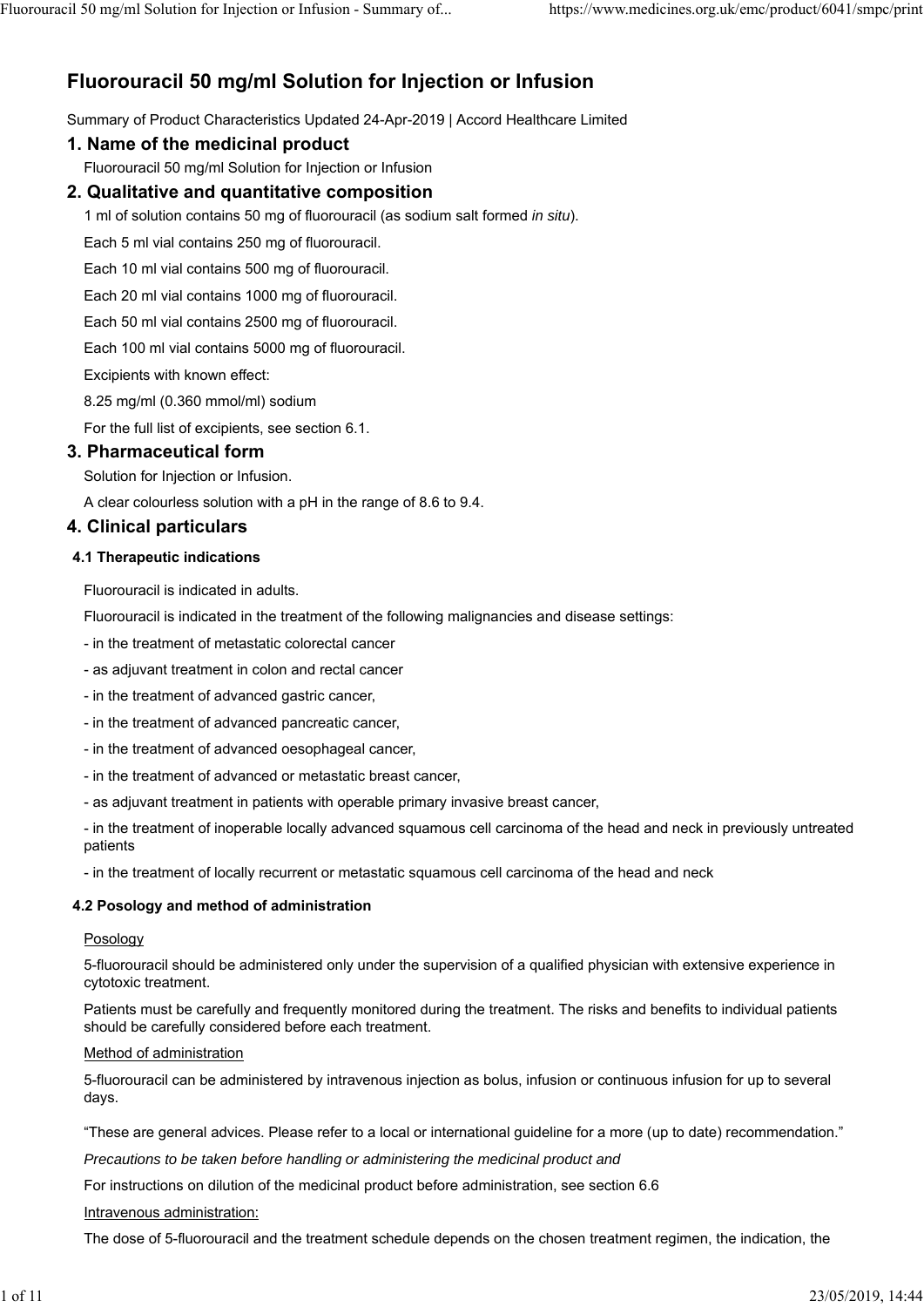# Fluorouracil 50 mg/ml Solution for Injection or Infusion

Summary of Product Characteristics Updated 24-Apr-2019 | Accord Healthcare Limited

## 1. Name of the medicinal product

Fluorouracil 50 mg/ml Solution for Injection or Infusion

## 2. Qualitative and quantitative composition

1 ml of solution contains 50 mg of fluorouracil (as sodium salt formed *in situ*).

Each 5 ml vial contains 250 mg of fluorouracil.

Each 10 ml vial contains 500 mg of fluorouracil.

Each 20 ml vial contains 1000 mg of fluorouracil.

Each 50 ml vial contains 2500 mg of fluorouracil.

Each 100 ml vial contains 5000 mg of fluorouracil.

Excipients with known effect:

8.25 mg/ml (0.360 mmol/ml) sodium

For the full list of excipients, see section 6.1.

## 3. Pharmaceutical form

Solution for Injection or Infusion.

A clear colourless solution with a pH in the range of 8.6 to 9.4.

## 4. Clinical particulars

### 4.1 Therapeutic indications

Fluorouracil is indicated in adults.

Fluorouracil is indicated in the treatment of the following malignancies and disease settings:

- in the treatment of metastatic colorectal cancer
- as adjuvant treatment in colon and rectal cancer
- in the treatment of advanced gastric cancer,
- in the treatment of advanced pancreatic cancer,
- in the treatment of advanced oesophageal cancer,
- in the treatment of advanced or metastatic breast cancer,
- as adjuvant treatment in patients with operable primary invasive breast cancer,
- in the treatment of inoperable locally advanced squamous cell carcinoma of the head and neck in previously untreated patients
- in the treatment of locally recurrent or metastatic squamous cell carcinoma of the head and neck

### 4.2 Posology and method of administration

Posology

5-fluorouracil should be administered only under the supervision of a qualified physician with extensive experience in cytotoxic treatment.

Patients must be carefully and frequently monitored during the treatment. The risks and benefits to individual patients should be carefully considered before each treatment.

Method of administration

5-fluorouracil can be administered by intravenous injection as bolus, infusion or continuous infusion for up to several days.

"These are general advices. Please refer to a local or international guideline for a more (up to date) recommendation."

*Precautions to be taken before handling or administering the medicinal product and*

For instructions on dilution of the medicinal product before administration, see section 6.6

Intravenous administration:

The dose of 5-fluorouracil and the treatment schedule depends on the chosen treatment regimen, the indication, the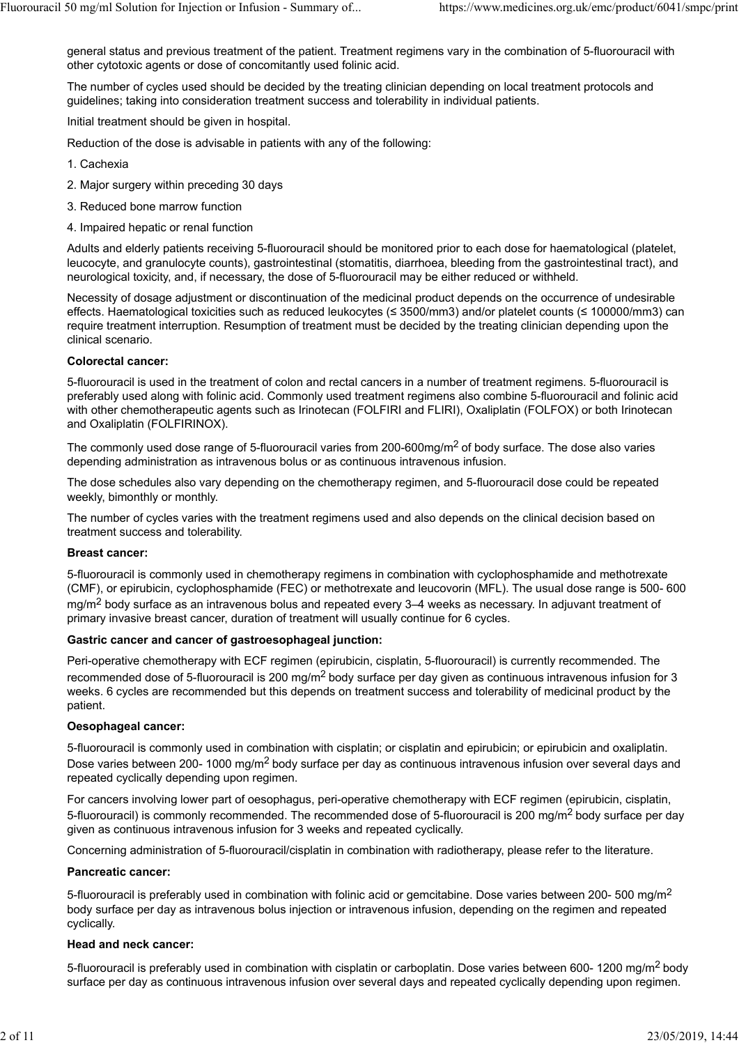general status and previous treatment of the patient. Treatment regimens vary in the combination of 5-fluorouracil with other cytotoxic agents or dose of concomitantly used folinic acid.

The number of cycles used should be decided by the treating clinician depending on local treatment protocols and guidelines; taking into consideration treatment success and tolerability in individual patients.

Initial treatment should be given in hospital.

Reduction of the dose is advisable in patients with any of the following:

1. Cachexia
2. Major surgery within preceding 30 days
3. Reduced bone marrow function
4. Impaired hepatic or renal function

Adults and elderly patients receiving 5-fluorouracil should be monitored prior to each dose for haematological (platelet, leucocyte, and granulocyte counts), gastrointestinal (stomatitis, diarrhoea, bleeding from the gastrointestinal tract), and neurological toxicity, and, if necessary, the dose of 5-fluorouracil may be either reduced or withheld.

Necessity of dosage adjustment or discontinuation of the medicinal product depends on the occurrence of undesirable effects. Haematological toxicities such as reduced leukocytes (≤ 3500/mm3) and/or platelet counts (≤ 100000/mm3) can require treatment interruption. Resumption of treatment must be decided by the treating clinician depending upon the clinical scenario.

**Colorectal cancer:**

5-fluorouracil is used in the treatment of colon and rectal cancers in a number of treatment regimens. 5-fluorouracil is preferably used along with folinic acid. Commonly used treatment regimens also combine 5-fluorouracil and folinic acid with other chemotherapeutic agents such as Irinotecan (FOLFIRI and FLIRI), Oxaliplatin (FOLFOX) or both Irinotecan and Oxaliplatin (FOLFIRINOX).

The commonly used dose range of 5-fluorouracil varies from 200-600mg/$m^2$ of body surface. The dose also varies depending administration as intravenous bolus or as continuous intravenous infusion.

The dose schedules also vary depending on the chemotherapy regimen, and 5-fluorouracil dose could be repeated weekly, bimonthly or monthly.

The number of cycles varies with the treatment regimens used and also depends on the clinical decision based on treatment success and tolerability.

**Breast cancer:**

5-fluorouracil is commonly used in chemotherapy regimens in combination with cyclophosphamide and methotrexate (CMF), or epirubicin, cyclophosphamide (FEC) or methotrexate and leucovorin (MFL). The usual dose range is 500- 600 mg/$m^2$ body surface as an intravenous bolus and repeated every 3–4 weeks as necessary. In adjuvant treatment of primary invasive breast cancer, duration of treatment will usually continue for 6 cycles.

**Gastric cancer and cancer of gastroesophageal junction:**

Peri-operative chemotherapy with ECF regimen (epirubicin, cisplatin, 5-fluorouracil) is currently recommended. The recommended dose of 5-fluorouracil is 200 mg/$m^2$ body surface per day given as continuous intravenous infusion for 3 weeks. 6 cycles are recommended but this depends on treatment success and tolerability of medicinal product by the patient.

**Oesophageal cancer:**

5-fluorouracil is commonly used in combination with cisplatin; or cisplatin and epirubicin; or epirubicin and oxaliplatin. Dose varies between 200- 1000 mg/$m^2$ body surface per day as continuous intravenous infusion over several days and repeated cyclically depending upon regimen.

For cancers involving lower part of oesophagus, peri-operative chemotherapy with ECF regimen (epirubicin, cisplatin, 5-fluorouracil) is commonly recommended. The recommended dose of 5-fluorouracil is 200 mg/$m^2$ body surface per day given as continuous intravenous infusion for 3 weeks and repeated cyclically.

Concerning administration of 5-fluorouracil/cisplatin in combination with radiotherapy, please refer to the literature.

**Pancreatic cancer:**

5-fluorouracil is preferably used in combination with folinic acid or gemcitabine. Dose varies between 200- 500 mg/$m^2$ body surface per day as intravenous bolus injection or intravenous infusion, depending on the regimen and repeated cyclically.

**Head and neck cancer:**

5-fluorouracil is preferably used in combination with cisplatin or carboplatin. Dose varies between 600- 1200 mg/$m^2$ body surface per day as continuous intravenous infusion over several days and repeated cyclically depending upon regimen.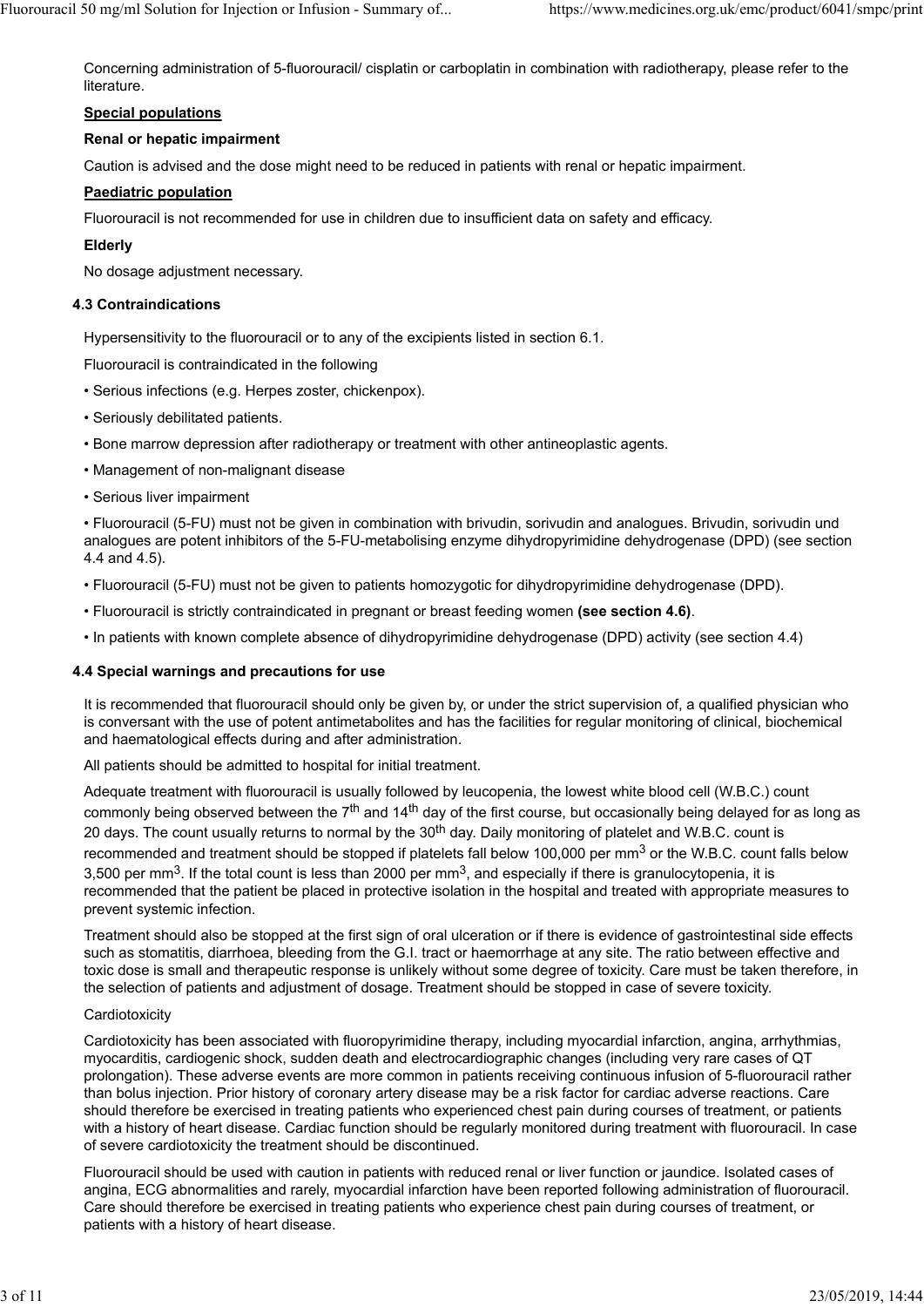Concerning administration of 5-fluorouracil/ cisplatin or carboplatin in combination with radiotherapy, please refer to the literature.

**Special populations**

**Renal or hepatic impairment**

Caution is advised and the dose might need to be reduced in patients with renal or hepatic impairment.

**Paediatric population**

Fluorouracil is not recommended for use in children due to insufficient data on safety and efficacy.

**Elderly**

No dosage adjustment necessary.

### 4.3 Contraindications

Hypersensitivity to the fluorouracil or to any of the excipients listed in section 6.1.

Fluorouracil is contraindicated in the following

- Serious infections (e.g. Herpes zoster, chickenpox).
- Seriously debilitated patients.
- Bone marrow depression after radiotherapy or treatment with other antineoplastic agents.
- Management of non-malignant disease
- Serious liver impairment
- Fluorouracil (5-FU) must not be given in combination with brivudin, sorivudin and analogues. Brivudin, sorivudin und analogues are potent inhibitors of the 5-FU-metabolising enzyme dihydropyrimidine dehydrogenase (DPD) (see section 4.4 and 4.5).
- Fluorouracil (5-FU) must not be given to patients homozygotic for dihydropyrimidine dehydrogenase (DPD).
- Fluorouracil is strictly contraindicated in pregnant or breast feeding women **(see section 4.6)**.
- In patients with known complete absence of dihydropyrimidine dehydrogenase (DPD) activity (see section 4.4)

### 4.4 Special warnings and precautions for use

It is recommended that fluorouracil should only be given by, or under the strict supervision of, a qualified physician who is conversant with the use of potent antimetabolites and has the facilities for regular monitoring of clinical, biochemical and haematological effects during and after administration.

All patients should be admitted to hospital for initial treatment.

Adequate treatment with fluorouracil is usually followed by leucopenia, the lowest white blood cell (W.B.C.) count commonly being observed between the 7th and 14th day of the first course, but occasionally being delayed for as long as 20 days. The count usually returns to normal by the 30th day. Daily monitoring of platelet and W.B.C. count is recommended and treatment should be stopped if platelets fall below 100,000 per $mm^3$ or the W.B.C. count falls below 3,500 per $mm^3$. If the total count is less than 2000 per $mm^3$, and especially if there is granulocytopenia, it is recommended that the patient be placed in protective isolation in the hospital and treated with appropriate measures to prevent systemic infection.

Treatment should also be stopped at the first sign of oral ulceration or if there is evidence of gastrointestinal side effects such as stomatitis, diarrhoea, bleeding from the G.I. tract or haemorrhage at any site. The ratio between effective and toxic dose is small and therapeutic response is unlikely without some degree of toxicity. Care must be taken therefore, in the selection of patients and adjustment of dosage. Treatment should be stopped in case of severe toxicity.

Cardiotoxicity

Cardiotoxicity has been associated with fluoropyrimidine therapy, including myocardial infarction, angina, arrhythmias, myocarditis, cardiogenic shock, sudden death and electrocardiographic changes (including very rare cases of QT prolongation). These adverse events are more common in patients receiving continuous infusion of 5-fluorouracil rather than bolus injection. Prior history of coronary artery disease may be a risk factor for cardiac adverse reactions. Care should therefore be exercised in treating patients who experienced chest pain during courses of treatment, or patients with a history of heart disease. Cardiac function should be regularly monitored during treatment with fluorouracil. In case of severe cardiotoxicity the treatment should be discontinued.

Fluorouracil should be used with caution in patients with reduced renal or liver function or jaundice. Isolated cases of angina, ECG abnormalities and rarely, myocardial infarction have been reported following administration of fluorouracil. Care should therefore be exercised in treating patients who experience chest pain during courses of treatment, or patients with a history of heart disease.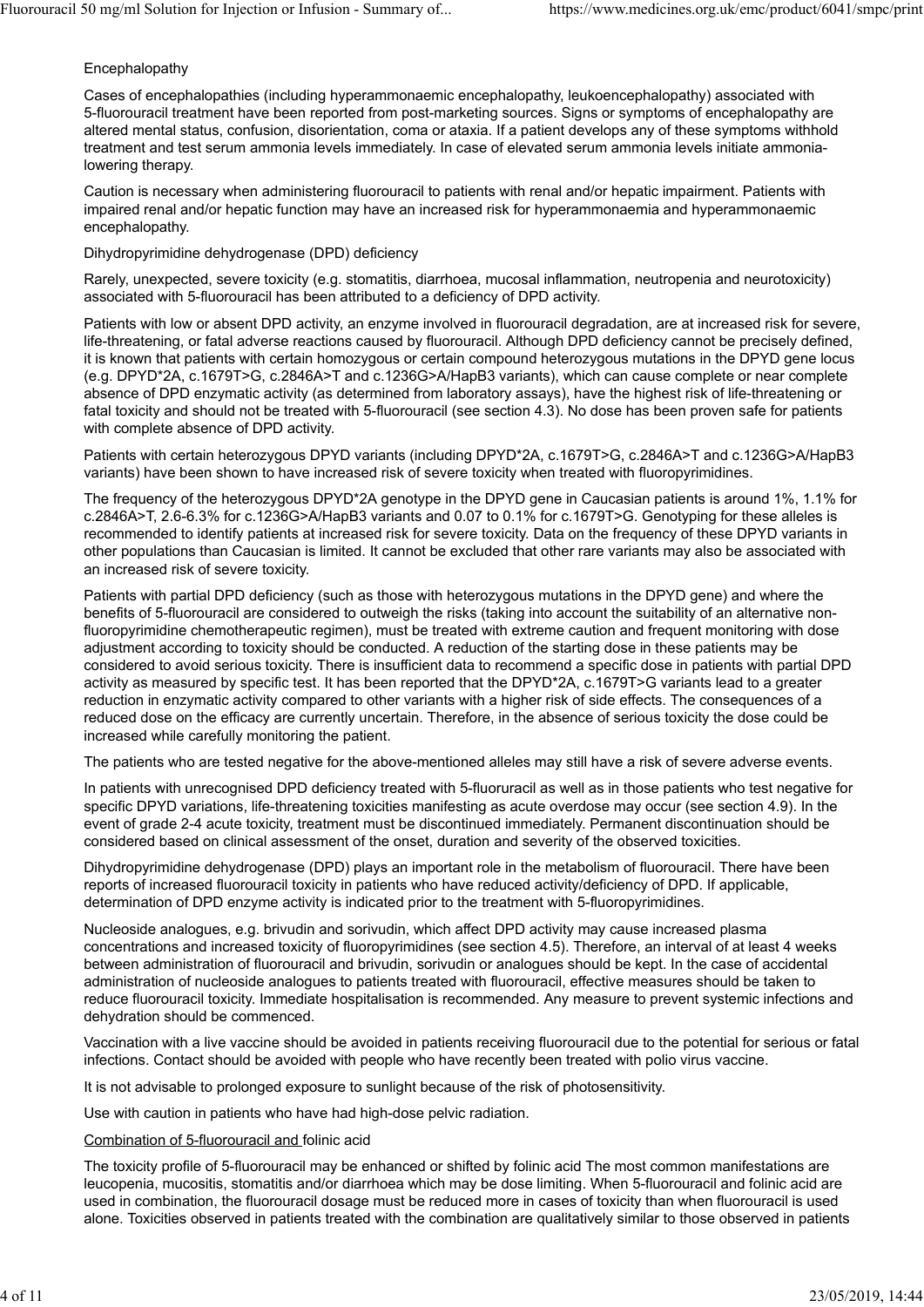Encephalopathy

Cases of encephalopathies (including hyperammonaemic encephalopathy, leukoencephalopathy) associated with 5-fluorouracil treatment have been reported from post-marketing sources. Signs or symptoms of encephalopathy are altered mental status, confusion, disorientation, coma or ataxia. If a patient develops any of these symptoms withhold treatment and test serum ammonia levels immediately. In case of elevated serum ammonia levels initiate ammonia-lowering therapy.

Caution is necessary when administering fluorouracil to patients with renal and/or hepatic impairment. Patients with impaired renal and/or hepatic function may have an increased risk for hyperammonaemia and hyperammonaemic encephalopathy.

Dihydropyrimidine dehydrogenase (DPD) deficiency

Rarely, unexpected, severe toxicity (e.g. stomatitis, diarrhoea, mucosal inflammation, neutropenia and neurotoxicity) associated with 5-fluorouracil has been attributed to a deficiency of DPD activity.

Patients with low or absent DPD activity, an enzyme involved in fluorouracil degradation, are at increased risk for severe, life-threatening, or fatal adverse reactions caused by fluorouracil. Although DPD deficiency cannot be precisely defined, it is known that patients with certain homozygous or certain compound heterozygous mutations in the DPYD gene locus (e.g. DPYD*2A, c.1679T>G, c.2846A>T and c.1236G>A/HapB3 variants), which can cause complete or near complete absence of DPD enzymatic activity (as determined from laboratory assays), have the highest risk of life-threatening or fatal toxicity and should not be treated with 5-fluorouracil (see section 4.3). No dose has been proven safe for patients with complete absence of DPD activity.

Patients with certain heterozygous DPYD variants (including DPYD*2A, c.1679T>G, c.2846A>T and c.1236G>A/HapB3 variants) have been shown to have increased risk of severe toxicity when treated with fluoropyrimidines.

The frequency of the heterozygous DPYD*2A genotype in the DPYD gene in Caucasian patients is around 1%, 1.1% for c.2846A>T, 2.6-6.3% for c.1236G>A/HapB3 variants and 0.07 to 0.1% for c.1679T>G. Genotyping for these alleles is recommended to identify patients at increased risk for severe toxicity. Data on the frequency of these DPYD variants in other populations than Caucasian is limited. It cannot be excluded that other rare variants may also be associated with an increased risk of severe toxicity.

Patients with partial DPD deficiency (such as those with heterozygous mutations in the DPYD gene) and where the benefits of 5-fluorouracil are considered to outweigh the risks (taking into account the suitability of an alternative non-fluoropyrimidine chemotherapeutic regimen), must be treated with extreme caution and frequent monitoring with dose adjustment according to toxicity should be conducted. A reduction of the starting dose in these patients may be considered to avoid serious toxicity. There is insufficient data to recommend a specific dose in patients with partial DPD activity as measured by specific test. It has been reported that the DPYD*2A, c.1679T>G variants lead to a greater reduction in enzymatic activity compared to other variants with a higher risk of side effects. The consequences of a reduced dose on the efficacy are currently uncertain. Therefore, in the absence of serious toxicity the dose could be increased while carefully monitoring the patient.

The patients who are tested negative for the above-mentioned alleles may still have a risk of severe adverse events.

In patients with unrecognised DPD deficiency treated with 5-fluoruracil as well as in those patients who test negative for specific DPYD variations, life-threatening toxicities manifesting as acute overdose may occur (see section 4.9). In the event of grade 2-4 acute toxicity, treatment must be discontinued immediately. Permanent discontinuation should be considered based on clinical assessment of the onset, duration and severity of the observed toxicities.

Dihydropyrimidine dehydrogenase (DPD) plays an important role in the metabolism of fluorouracil. There have been reports of increased fluorouracil toxicity in patients who have reduced activity/deficiency of DPD. If applicable, determination of DPD enzyme activity is indicated prior to the treatment with 5-fluoropyrimidines.

Nucleoside analogues, e.g. brivudin and sorivudin, which affect DPD activity may cause increased plasma concentrations and increased toxicity of fluoropyrimidines (see section 4.5). Therefore, an interval of at least 4 weeks between administration of fluorouracil and brivudin, sorivudin or analogues should be kept. In the case of accidental administration of nucleoside analogues to patients treated with fluorouracil, effective measures should be taken to reduce fluorouracil toxicity. Immediate hospitalisation is recommended. Any measure to prevent systemic infections and dehydration should be commenced.

Vaccination with a live vaccine should be avoided in patients receiving fluorouracil due to the potential for serious or fatal infections. Contact should be avoided with people who have recently been treated with polio virus vaccine.

It is not advisable to prolonged exposure to sunlight because of the risk of photosensitivity.

Use with caution in patients who have had high-dose pelvic radiation.

Combination of 5-fluorouracil and folinic acid

The toxicity profile of 5-fluorouracil may be enhanced or shifted by folinic acid The most common manifestations are leucopenia, mucositis, stomatitis and/or diarrhoea which may be dose limiting. When 5-fluorouracil and folinic acid are used in combination, the fluorouracil dosage must be reduced more in cases of toxicity than when fluorouracil is used alone. Toxicities observed in patients treated with the combination are qualitatively similar to those observed in patients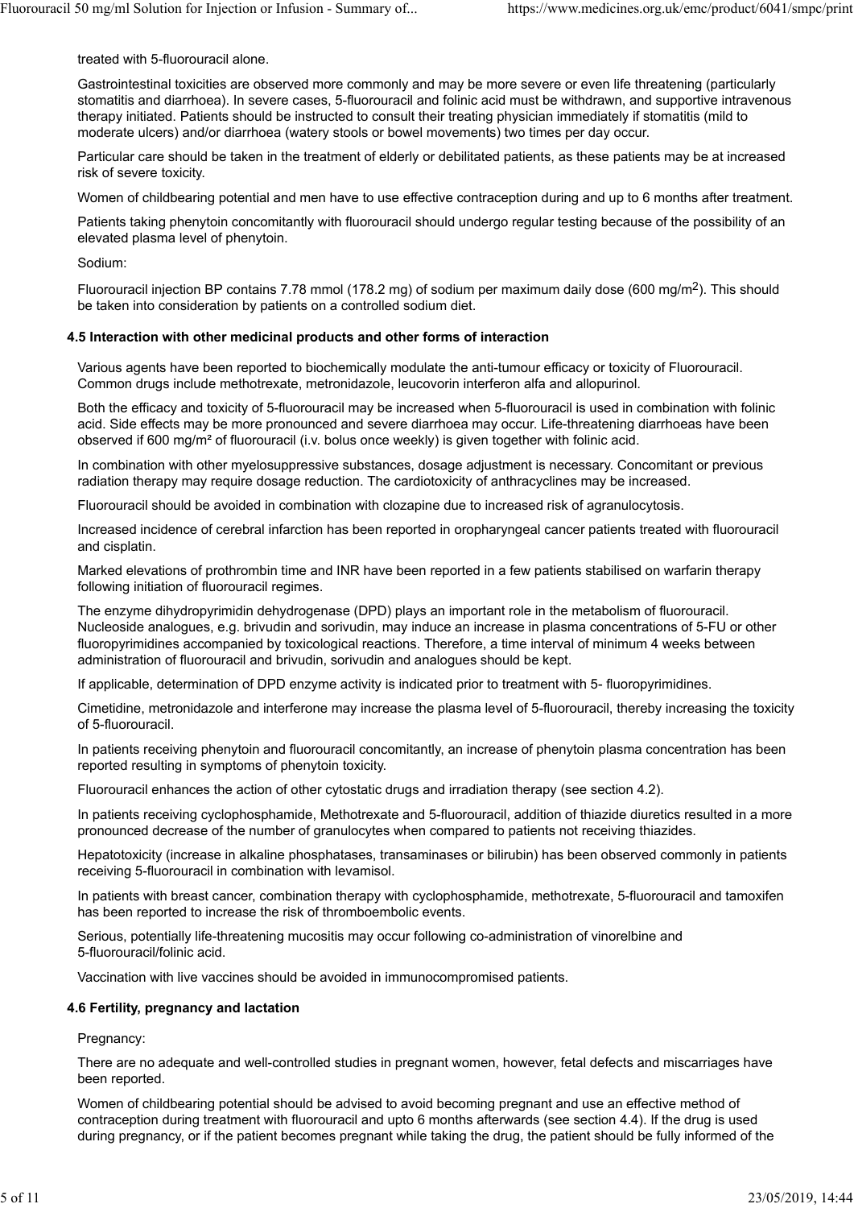treated with 5-fluorouracil alone.

Gastrointestinal toxicities are observed more commonly and may be more severe or even life threatening (particularly stomatitis and diarrhoea). In severe cases, 5-fluorouracil and folinic acid must be withdrawn, and supportive intravenous therapy initiated. Patients should be instructed to consult their treating physician immediately if stomatitis (mild to moderate ulcers) and/or diarrhoea (watery stools or bowel movements) two times per day occur.

Particular care should be taken in the treatment of elderly or debilitated patients, as these patients may be at increased risk of severe toxicity.

Women of childbearing potential and men have to use effective contraception during and up to 6 months after treatment.

Patients taking phenytoin concomitantly with fluorouracil should undergo regular testing because of the possibility of an elevated plasma level of phenytoin.

Sodium:

Fluorouracil injection BP contains 7.78 mmol (178.2 mg) of sodium per maximum daily dose (600 mg/m$^2$). This should be taken into consideration by patients on a controlled sodium diet.

### 4.5 Interaction with other medicinal products and other forms of interaction

Various agents have been reported to biochemically modulate the anti-tumour efficacy or toxicity of Fluorouracil. Common drugs include methotrexate, metronidazole, leucovorin interferon alfa and allopurinol.

Both the efficacy and toxicity of 5-fluorouracil may be increased when 5-fluorouracil is used in combination with folinic acid. Side effects may be more pronounced and severe diarrhoea may occur. Life-threatening diarrhoeas have been observed if 600 mg/m² of fluorouracil (i.v. bolus once weekly) is given together with folinic acid.

In combination with other myelosuppressive substances, dosage adjustment is necessary. Concomitant or previous radiation therapy may require dosage reduction. The cardiotoxicity of anthracyclines may be increased.

Fluorouracil should be avoided in combination with clozapine due to increased risk of agranulocytosis.

Increased incidence of cerebral infarction has been reported in oropharyngeal cancer patients treated with fluorouracil and cisplatin.

Marked elevations of prothrombin time and INR have been reported in a few patients stabilised on warfarin therapy following initiation of fluorouracil regimes.

The enzyme dihydropyrimidin dehydrogenase (DPD) plays an important role in the metabolism of fluorouracil. Nucleoside analogues, e.g. brivudin and sorivudin, may induce an increase in plasma concentrations of 5-FU or other fluoropyrimidines accompanied by toxicological reactions. Therefore, a time interval of minimum 4 weeks between administration of fluorouracil and brivudin, sorivudin and analogues should be kept.

If applicable, determination of DPD enzyme activity is indicated prior to treatment with 5- fluoropyrimidines.

Cimetidine, metronidazole and interferone may increase the plasma level of 5-fluorouracil, thereby increasing the toxicity of 5-fluorouracil.

In patients receiving phenytoin and fluorouracil concomitantly, an increase of phenytoin plasma concentration has been reported resulting in symptoms of phenytoin toxicity.

Fluorouracil enhances the action of other cytostatic drugs and irradiation therapy (see section 4.2).

In patients receiving cyclophosphamide, Methotrexate and 5-fluorouracil, addition of thiazide diuretics resulted in a more pronounced decrease of the number of granulocytes when compared to patients not receiving thiazides.

Hepatotoxicity (increase in alkaline phosphatases, transaminases or bilirubin) has been observed commonly in patients receiving 5-fluorouracil in combination with levamisol.

In patients with breast cancer, combination therapy with cyclophosphamide, methotrexate, 5-fluorouracil and tamoxifen has been reported to increase the risk of thromboembolic events.

Serious, potentially life-threatening mucositis may occur following co-administration of vinorelbine and 5-fluorouracil/folinic acid.

Vaccination with live vaccines should be avoided in immunocompromised patients.

### 4.6 Fertility, pregnancy and lactation

Pregnancy:

There are no adequate and well-controlled studies in pregnant women, however, fetal defects and miscarriages have been reported.

Women of childbearing potential should be advised to avoid becoming pregnant and use an effective method of contraception during treatment with fluorouracil and upto 6 months afterwards (see section 4.4). If the drug is used during pregnancy, or if the patient becomes pregnant while taking the drug, the patient should be fully informed of the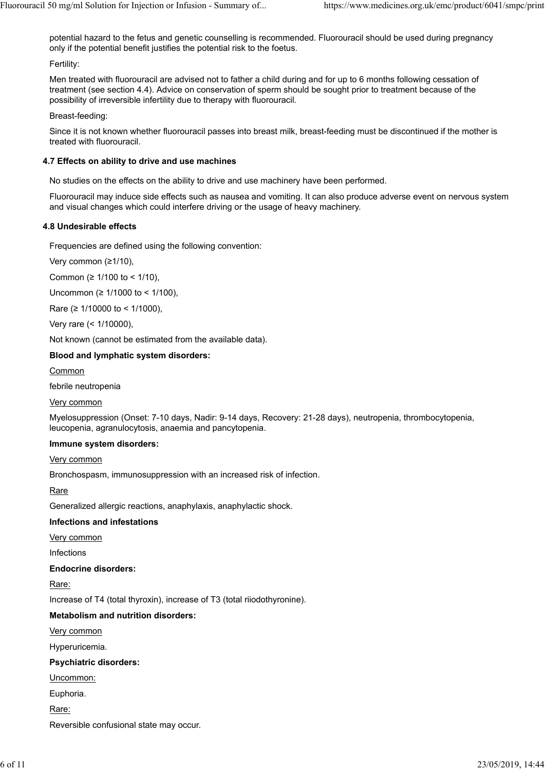potential hazard to the fetus and genetic counselling is recommended. Fluorouracil should be used during pregnancy only if the potential benefit justifies the potential risk to the foetus.

Fertility:

Men treated with fluorouracil are advised not to father a child during and for up to 6 months following cessation of treatment (see section 4.4). Advice on conservation of sperm should be sought prior to treatment because of the possibility of irreversible infertility due to therapy with fluorouracil.

Breast-feeding:

Since it is not known whether fluorouracil passes into breast milk, breast-feeding must be discontinued if the mother is treated with fluorouracil.

### 4.7 Effects on ability to drive and use machines

No studies on the effects on the ability to drive and use machinery have been performed.

Fluorouracil may induce side effects such as nausea and vomiting. It can also produce adverse event on nervous system and visual changes which could interfere driving or the usage of heavy machinery.

### 4.8 Undesirable effects

Frequencies are defined using the following convention:

Very common (≥1/10),

Common (≥ 1/100 to < 1/10),

Uncommon (≥ 1/1000 to < 1/100),

Rare (≥ 1/10000 to < 1/1000),

Very rare (< 1/10000),

Not known (cannot be estimated from the available data).

**Blood and lymphatic system disorders:**

Common

febrile neutropenia

Very common

Myelosuppression (Onset: 7-10 days, Nadir: 9-14 days, Recovery: 21-28 days), neutropenia, thrombocytopenia, leucopenia, agranulocytosis, anaemia and pancytopenia.

**Immune system disorders:**

Very common

Bronchospasm, immunosuppression with an increased risk of infection.

Rare

Generalized allergic reactions, anaphylaxis, anaphylactic shock.

**Infections and infestations**

Very common

Infections

**Endocrine disorders:**

Rare:

Increase of T4 (total thyroxin), increase of T3 (total riiodothyronine).

**Metabolism and nutrition disorders:**

Very common

Hyperuricemia.

**Psychiatric disorders:**

Uncommon:

Euphoria.

Rare:

Reversible confusional state may occur.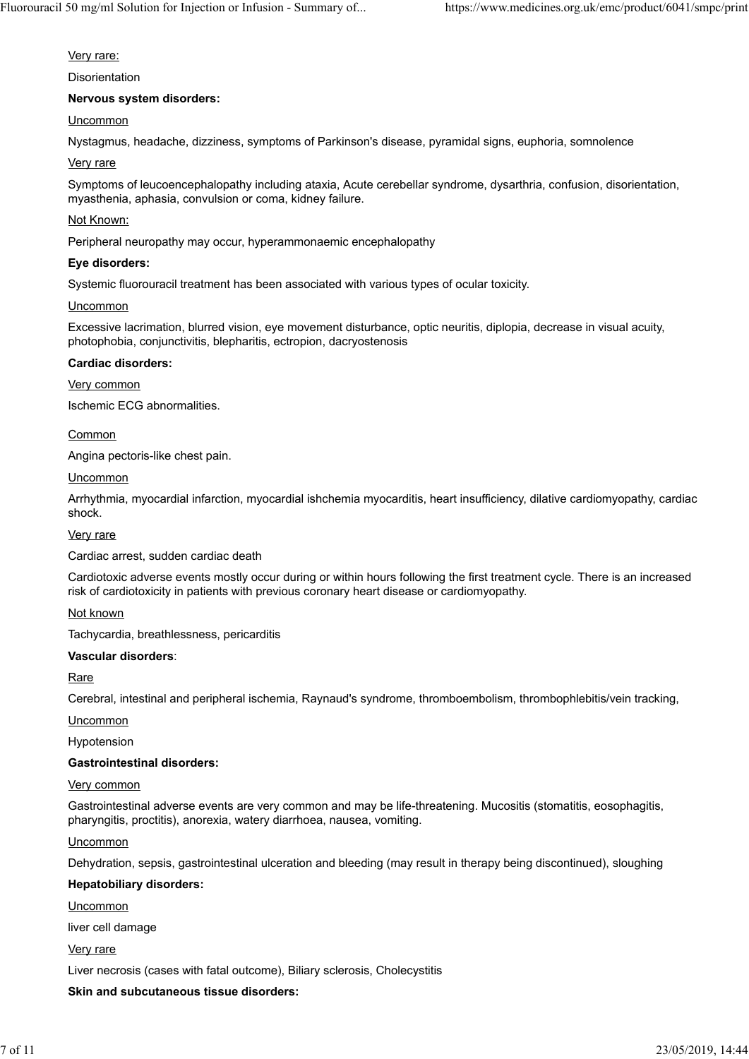Very rare:

Disorientation

**Nervous system disorders:**

Uncommon

Nystagmus, headache, dizziness, symptoms of Parkinson's disease, pyramidal signs, euphoria, somnolence

Very rare

Symptoms of leucoencephalopathy including ataxia, Acute cerebellar syndrome, dysarthria, confusion, disorientation, myasthenia, aphasia, convulsion or coma, kidney failure.

Not Known:

Peripheral neuropathy may occur, hyperammonaemic encephalopathy

**Eye disorders:**

Systemic fluorouracil treatment has been associated with various types of ocular toxicity.

Uncommon

Excessive lacrimation, blurred vision, eye movement disturbance, optic neuritis, diplopia, decrease in visual acuity, photophobia, conjunctivitis, blepharitis, ectropion, dacryostenosis

**Cardiac disorders:**

Very common

Ischemic ECG abnormalities.

Common

Angina pectoris-like chest pain.

Uncommon

Arrhythmia, myocardial infarction, myocardial ishchemia myocarditis, heart insufficiency, dilative cardiomyopathy, cardiac shock.

Very rare

Cardiac arrest, sudden cardiac death

Cardiotoxic adverse events mostly occur during or within hours following the first treatment cycle. There is an increased risk of cardiotoxicity in patients with previous coronary heart disease or cardiomyopathy.

Not known

Tachycardia, breathlessness, pericarditis

**Vascular disorders**:

Rare

Cerebral, intestinal and peripheral ischemia, Raynaud's syndrome, thromboembolism, thrombophlebitis/vein tracking,

Uncommon

Hypotension

**Gastrointestinal disorders:**

Very common

Gastrointestinal adverse events are very common and may be life-threatening. Mucositis (stomatitis, eosophagitis, pharyngitis, proctitis), anorexia, watery diarrhoea, nausea, vomiting.

Uncommon

Dehydration, sepsis, gastrointestinal ulceration and bleeding (may result in therapy being discontinued), sloughing

**Hepatobiliary disorders:**

Uncommon

liver cell damage

Very rare

Liver necrosis (cases with fatal outcome), Biliary sclerosis, Cholecystitis

**Skin and subcutaneous tissue disorders:**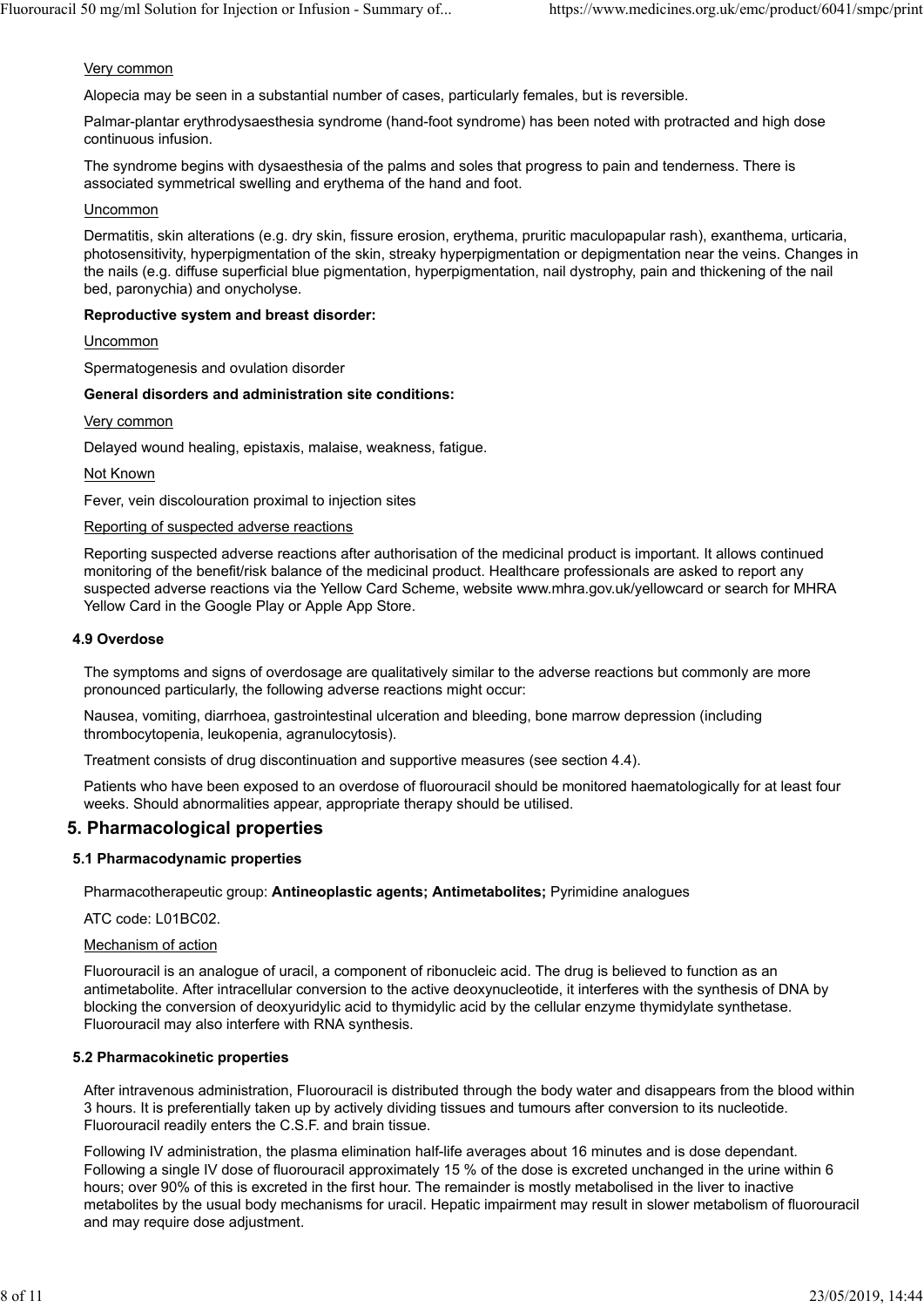Very common

Alopecia may be seen in a substantial number of cases, particularly females, but is reversible.

Palmar-plantar erythrodysaesthesia syndrome (hand-foot syndrome) has been noted with protracted and high dose continuous infusion.

The syndrome begins with dysaesthesia of the palms and soles that progress to pain and tenderness. There is associated symmetrical swelling and erythema of the hand and foot.

Uncommon

Dermatitis, skin alterations (e.g. dry skin, fissure erosion, erythema, pruritic maculopapular rash), exanthema, urticaria, photosensitivity, hyperpigmentation of the skin, streaky hyperpigmentation or depigmentation near the veins. Changes in the nails (e.g. diffuse superficial blue pigmentation, hyperpigmentation, nail dystrophy, pain and thickening of the nail bed, paronychia) and onycholyse.

**Reproductive system and breast disorder:**

Uncommon

Spermatogenesis and ovulation disorder

**General disorders and administration site conditions:**

Very common

Delayed wound healing, epistaxis, malaise, weakness, fatigue.

Not Known

Fever, vein discolouration proximal to injection sites

Reporting of suspected adverse reactions

Reporting suspected adverse reactions after authorisation of the medicinal product is important. It allows continued monitoring of the benefit/risk balance of the medicinal product. Healthcare professionals are asked to report any suspected adverse reactions via the Yellow Card Scheme, website www.mhra.gov.uk/yellowcard or search for MHRA Yellow Card in the Google Play or Apple App Store.

### 4.9 Overdose

The symptoms and signs of overdosage are qualitatively similar to the adverse reactions but commonly are more pronounced particularly, the following adverse reactions might occur:

Nausea, vomiting, diarrhoea, gastrointestinal ulceration and bleeding, bone marrow depression (including thrombocytopenia, leukopenia, agranulocytosis).

Treatment consists of drug discontinuation and supportive measures (see section 4.4).

Patients who have been exposed to an overdose of fluorouracil should be monitored haematologically for at least four weeks. Should abnormalities appear, appropriate therapy should be utilised.

## 5. Pharmacological properties

### 5.1 Pharmacodynamic properties

Pharmacotherapeutic group: **Antineoplastic agents; Antimetabolites;** Pyrimidine analogues

ATC code: L01BC02.

Mechanism of action

Fluorouracil is an analogue of uracil, a component of ribonucleic acid. The drug is believed to function as an antimetabolite. After intracellular conversion to the active deoxynucleotide, it interferes with the synthesis of DNA by blocking the conversion of deoxyuridylic acid to thymidylic acid by the cellular enzyme thymidylate synthetase. Fluorouracil may also interfere with RNA synthesis.

### 5.2 Pharmacokinetic properties

After intravenous administration, Fluorouracil is distributed through the body water and disappears from the blood within 3 hours. It is preferentially taken up by actively dividing tissues and tumours after conversion to its nucleotide. Fluorouracil readily enters the C.S.F. and brain tissue.

Following IV administration, the plasma elimination half-life averages about 16 minutes and is dose dependant. Following a single IV dose of fluorouracil approximately 15 % of the dose is excreted unchanged in the urine within 6 hours; over 90% of this is excreted in the first hour. The remainder is mostly metabolised in the liver to inactive metabolites by the usual body mechanisms for uracil. Hepatic impairment may result in slower metabolism of fluorouracil and may require dose adjustment.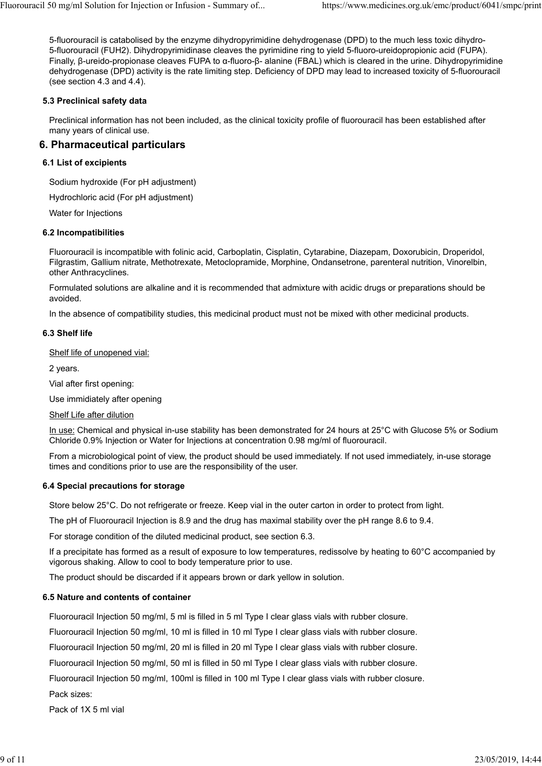5-fluorouracil is catabolised by the enzyme dihydropyrimidine dehydrogenase (DPD) to the much less toxic dihydro-5-fluorouracil (FUH2). Dihydropyrimidinase cleaves the pyrimidine ring to yield 5-fluoro-ureidopropionic acid (FUPA). Finally, β-ureido-propionase cleaves FUPA to α-fluoro-β- alanine (FBAL) which is cleared in the urine. Dihydropyrimidine dehydrogenase (DPD) activity is the rate limiting step. Deficiency of DPD may lead to increased toxicity of 5-fluorouracil (see section 4.3 and 4.4).

### 5.3 Preclinical safety data

Preclinical information has not been included, as the clinical toxicity profile of fluorouracil has been established after many years of clinical use.

## 6. Pharmaceutical particulars

### 6.1 List of excipients

Sodium hydroxide (For pH adjustment)

Hydrochloric acid (For pH adjustment)

Water for Injections

### 6.2 Incompatibilities

Fluorouracil is incompatible with folinic acid, Carboplatin, Cisplatin, Cytarabine, Diazepam, Doxorubicin, Droperidol, Filgrastim, Gallium nitrate, Methotrexate, Metoclopramide, Morphine, Ondansetrone, parenteral nutrition, Vinorelbin, other Anthracyclines.

Formulated solutions are alkaline and it is recommended that admixture with acidic drugs or preparations should be avoided.

In the absence of compatibility studies, this medicinal product must not be mixed with other medicinal products.

### 6.3 Shelf life

Shelf life of unopened vial:

2 years.

Vial after first opening:

Use immidiately after opening

Shelf Life after dilution

In use: Chemical and physical in-use stability has been demonstrated for 24 hours at 25°C with Glucose 5% or Sodium Chloride 0.9% Injection or Water for Injections at concentration 0.98 mg/ml of fluorouracil.

From a microbiological point of view, the product should be used immediately. If not used immediately, in-use storage times and conditions prior to use are the responsibility of the user.

### 6.4 Special precautions for storage

Store below 25°C. Do not refrigerate or freeze. Keep vial in the outer carton in order to protect from light.

The pH of Fluorouracil Injection is 8.9 and the drug has maximal stability over the pH range 8.6 to 9.4.

For storage condition of the diluted medicinal product, see section 6.3.

If a precipitate has formed as a result of exposure to low temperatures, redissolve by heating to 60°C accompanied by vigorous shaking. Allow to cool to body temperature prior to use.

The product should be discarded if it appears brown or dark yellow in solution.

### 6.5 Nature and contents of container

Fluorouracil Injection 50 mg/ml, 5 ml is filled in 5 ml Type I clear glass vials with rubber closure.

Fluorouracil Injection 50 mg/ml, 10 ml is filled in 10 ml Type I clear glass vials with rubber closure.

Fluorouracil Injection 50 mg/ml, 20 ml is filled in 20 ml Type I clear glass vials with rubber closure.

Fluorouracil Injection 50 mg/ml, 50 ml is filled in 50 ml Type I clear glass vials with rubber closure.

Fluorouracil Injection 50 mg/ml, 100ml is filled in 100 ml Type I clear glass vials with rubber closure.

Pack sizes:

Pack of 1X 5 ml vial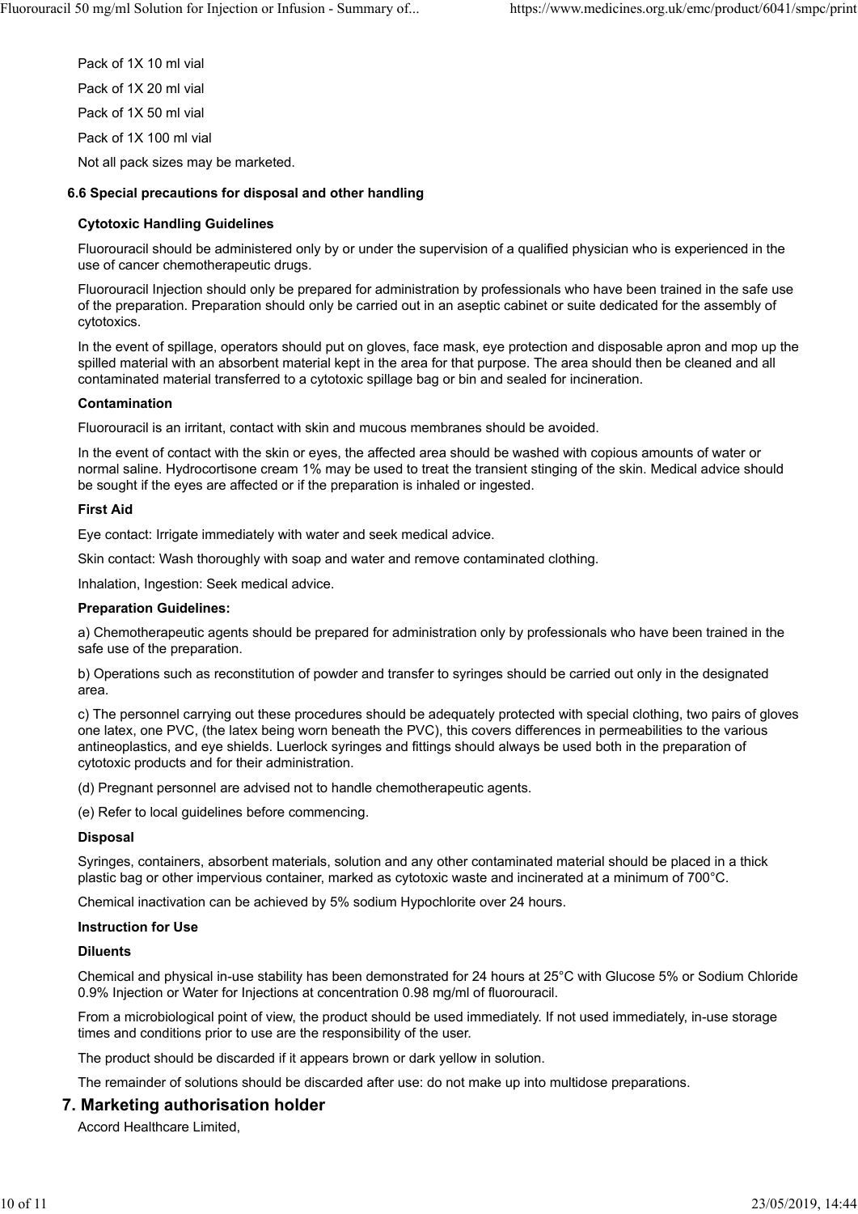Pack of 1X 10 ml vial

Pack of 1X 20 ml vial

Pack of 1X 50 ml vial

Pack of 1X 100 ml vial

Not all pack sizes may be marketed.

### 6.6 Special precautions for disposal and other handling

**Cytotoxic Handling Guidelines**

Fluorouracil should be administered only by or under the supervision of a qualified physician who is experienced in the use of cancer chemotherapeutic drugs.

Fluorouracil Injection should only be prepared for administration by professionals who have been trained in the safe use of the preparation. Preparation should only be carried out in an aseptic cabinet or suite dedicated for the assembly of cytotoxics.

In the event of spillage, operators should put on gloves, face mask, eye protection and disposable apron and mop up the spilled material with an absorbent material kept in the area for that purpose. The area should then be cleaned and all contaminated material transferred to a cytotoxic spillage bag or bin and sealed for incineration.

**Contamination**

Fluorouracil is an irritant, contact with skin and mucous membranes should be avoided.

In the event of contact with the skin or eyes, the affected area should be washed with copious amounts of water or normal saline. Hydrocortisone cream 1% may be used to treat the transient stinging of the skin. Medical advice should be sought if the eyes are affected or if the preparation is inhaled or ingested.

**First Aid**

Eye contact: Irrigate immediately with water and seek medical advice.

Skin contact: Wash thoroughly with soap and water and remove contaminated clothing.

Inhalation, Ingestion: Seek medical advice.

**Preparation Guidelines:**

a) Chemotherapeutic agents should be prepared for administration only by professionals who have been trained in the safe use of the preparation.

b) Operations such as reconstitution of powder and transfer to syringes should be carried out only in the designated area.

c) The personnel carrying out these procedures should be adequately protected with special clothing, two pairs of gloves one latex, one PVC, (the latex being worn beneath the PVC), this covers differences in permeabilities to the various antineoplastics, and eye shields. Luerlock syringes and fittings should always be used both in the preparation of cytotoxic products and for their administration.

(d) Pregnant personnel are advised not to handle chemotherapeutic agents.

(e) Refer to local guidelines before commencing.

**Disposal**

Syringes, containers, absorbent materials, solution and any other contaminated material should be placed in a thick plastic bag or other impervious container, marked as cytotoxic waste and incinerated at a minimum of 700°C.

Chemical inactivation can be achieved by 5% sodium Hypochlorite over 24 hours.

**Instruction for Use**

**Diluents**

Chemical and physical in-use stability has been demonstrated for 24 hours at 25°C with Glucose 5% or Sodium Chloride 0.9% Injection or Water for Injections at concentration 0.98 mg/ml of fluorouracil.

From a microbiological point of view, the product should be used immediately. If not used immediately, in-use storage times and conditions prior to use are the responsibility of the user.

The product should be discarded if it appears brown or dark yellow in solution.

The remainder of solutions should be discarded after use: do not make up into multidose preparations.

## 7. Marketing authorisation holder

Accord Healthcare Limited,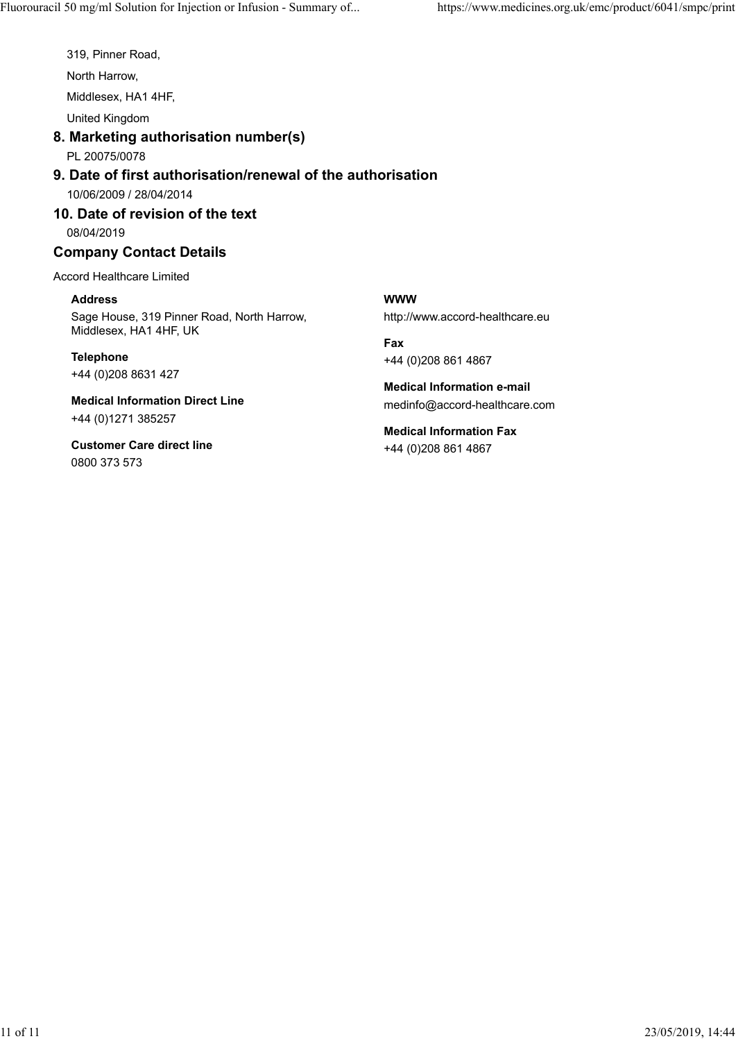319, Pinner Road,

North Harrow,

Middlesex, HA1 4HF,

United Kingdom

## 8. Marketing authorisation number(s)

PL 20075/0078

## 9. Date of first authorisation/renewal of the authorisation

10/06/2009 / 28/04/2014

## 10. Date of revision of the text

08/04/2019

## Company Contact Details

Accord Healthcare Limited

**Address**

Sage House, 319 Pinner Road, North Harrow, Middlesex, HA1 4HF, UK

**Telephone**

+44 (0)208 8631 427

**Medical Information Direct Line**

+44 (0)1271 385257

**Customer Care direct line**

0800 373 573

**WWW**

http://www.accord-healthcare.eu

**Fax**

+44 (0)208 861 4867

**Medical Information e-mail**

medinfo@accord-healthcare.com

**Medical Information Fax**

+44 (0)208 861 4867